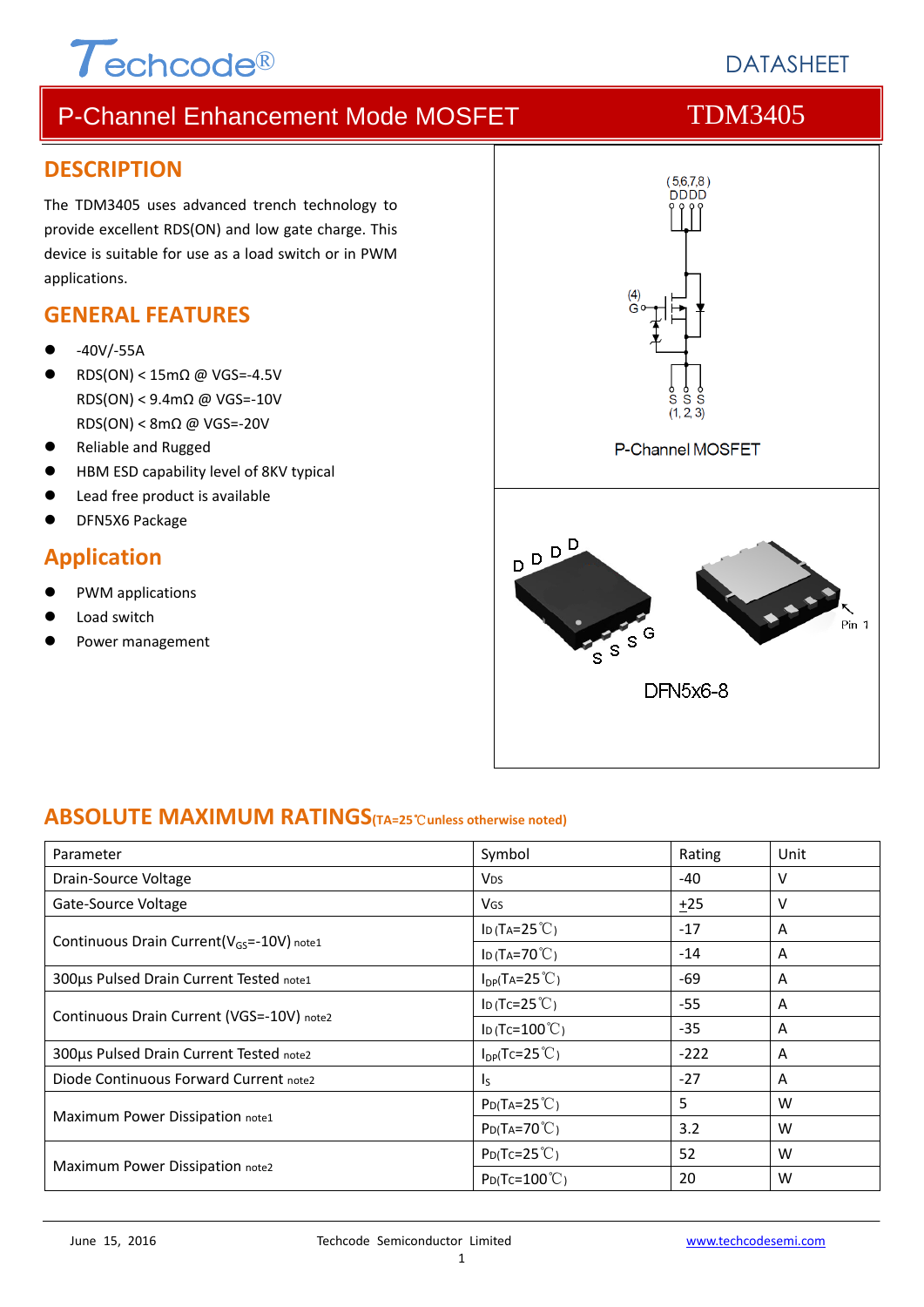Techcode®

DATASHEET

# P-Channel Enhancement Mode MOSFET TDM3405

## DESCRIPTION

The TDM3405 uses advanced trench technology to provide excellent RDS(ON) and low gate charge. This device is suitable for use as a load switch or in PWM applications.

## GENERAL FEATURES

- -40V/-55A
- RDS(ON) < 15mΩ @ VGS=-4.5V
  RDS(ON) < 9.4mΩ @ VGS=-10V
  RDS(ON) < 8mΩ @ VGS=-20V
- Reliable and Rugged
- HBM ESD capability level of 8KV typical
- Lead free product is available
- DFN5X6 Package

## Application

- PWM applications
- Load switch
- Power management

P-Channel MOSFET

DFN5x6-8

## ABSOLUTE MAXIMUM RATINGS (TA=25℃ unless otherwise noted)

| Parameter | Symbol | Rating | Unit |
|---|---|---|---|
| Drain-Source Voltage | $V_{DS}$ | -40 | V |
| Gate-Source Voltage | $V_{GS}$ | ±25 | V |
| Continuous Drain Current($V_{GS}$=-10V) note1 | $I_D$ ($T_A$=25℃) | -17 | A |
| | $I_D$ ($T_A$=70℃) | -14 | A |
| 300µs Pulsed Drain Current Tested note1 | $I_{DP}$($T_A$=25℃) | -69 | A |
| Continuous Drain Current (VGS=-10V) note2 | $I_D$ ($T_C$=25℃) | -55 | A |
| | $I_D$ ($T_C$=100℃) | -35 | A |
| 300µs Pulsed Drain Current Tested note2 | $I_{DP}$($T_C$=25℃) | -222 | A |
| Diode Continuous Forward Current note2 | $I_S$ | -27 | A |
| Maximum Power Dissipation note1 | $P_D$($T_A$=25℃) | 5 | W |
| | $P_D$($T_A$=70℃) | 3.2 | W |
| Maximum Power Dissipation note2 | $P_D$($T_C$=25℃) | 52 | W |
| | $P_D$($T_C$=100℃) | 20 | W |

June 15, 2016 Techcode Semiconductor Limited www.techcodesemi.com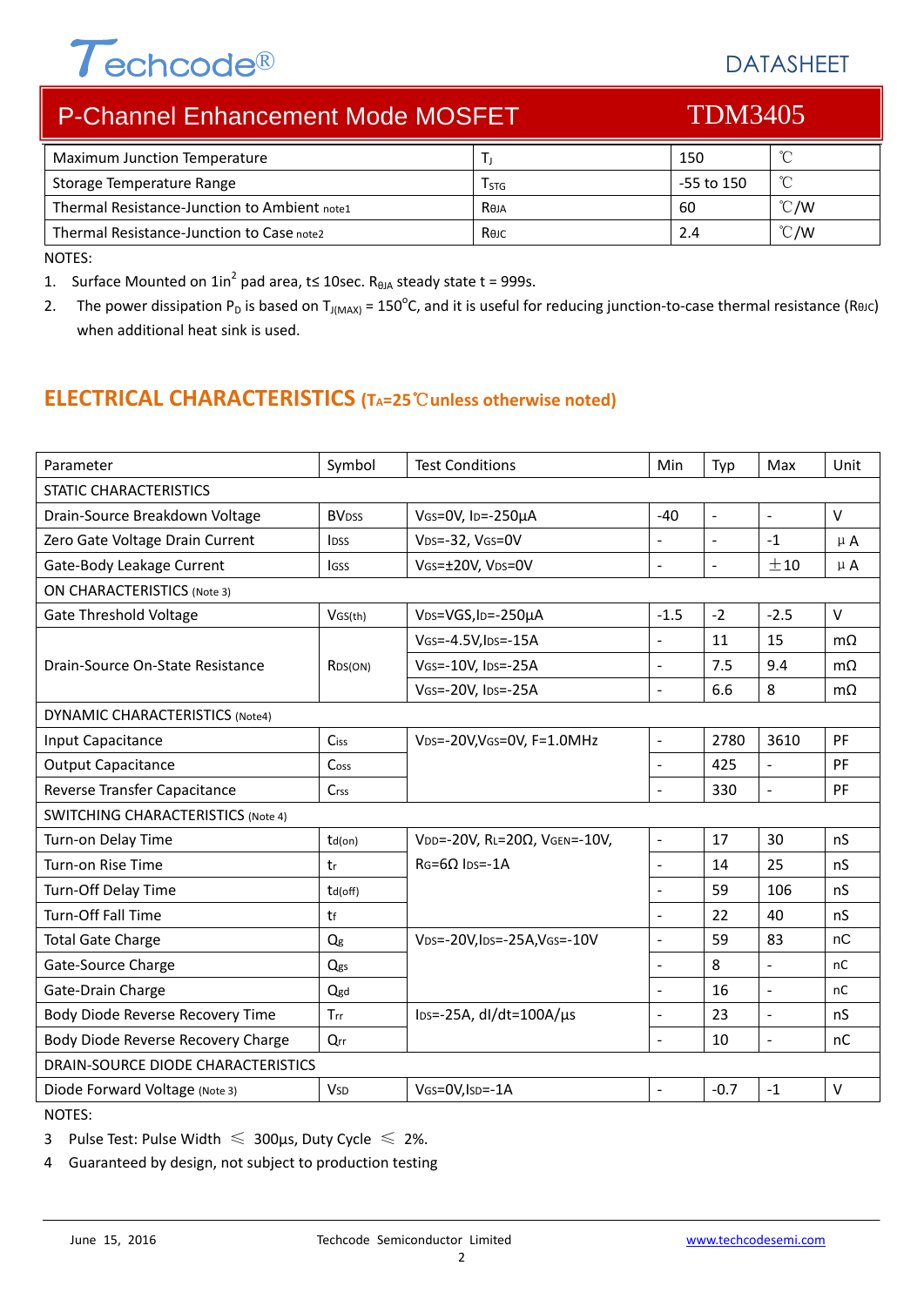# P-Channel Enhancement Mode MOSFET — TDM3405

| Maximum Junction Temperature | $T_J$ | 150 | ℃ |
|---|---|---|---|
| Storage Temperature Range | $T_{STG}$ | -55 to 150 | ℃ |
| Thermal Resistance-Junction to Ambient note1 | $R_{\theta JA}$ | 60 | ℃/W |
| Thermal Resistance-Junction to Case note2 | $R_{\theta JC}$ | 2.4 | ℃/W |

NOTES:

1. Surface Mounted on 1in$^2$ pad area, t≤ 10sec. $R_{\theta JA}$ steady state t = 999s.
2. The power dissipation $P_D$ is based on $T_{J(MAX)}$ = 150°C, and it is useful for reducing junction-to-case thermal resistance ($R_{\theta JC}$) when additional heat sink is used.

## ELECTRICAL CHARACTERISTICS ($T_A$=25℃unless otherwise noted)

| Parameter | Symbol | Test Conditions | Min | Typ | Max | Unit |
|---|---|---|---|---|---|---|
| STATIC CHARACTERISTICS | | | | | | |
| Drain-Source Breakdown Voltage | $BV_{DSS}$ | $V_{GS}$=0V, $I_D$=-250μA | -40 | - | - | V |
| Zero Gate Voltage Drain Current | $I_{DSS}$ | $V_{DS}$=-32, $V_{GS}$=0V | - | - | -1 | μA |
| Gate-Body Leakage Current | $I_{GSS}$ | $V_{GS}$=±20V, $V_{DS}$=0V | - | - | ±10 | μA |
| ON CHARACTERISTICS (Note 3) | | | | | | |
| Gate Threshold Voltage | $V_{GS(th)}$ | $V_{DS}$=VGS,$I_D$=-250μA | -1.5 | -2 | -2.5 | V |
| Drain-Source On-State Resistance | $R_{DS(ON)}$ | $V_{GS}$=-4.5V,$I_{DS}$=-15A | - | 11 | 15 | mΩ |
| | | $V_{GS}$=-10V, $I_{DS}$=-25A | - | 7.5 | 9.4 | mΩ |
| | | $V_{GS}$=-20V, $I_{DS}$=-25A | - | 6.6 | 8 | mΩ |
| DYNAMIC CHARACTERISTICS (Note4) | | | | | | |
| Input Capacitance | $C_{iss}$ | $V_{DS}$=-20V,$V_{GS}$=0V, F=1.0MHz | - | 2780 | 3610 | PF |
| Output Capacitance | $C_{oss}$ | | - | 425 | - | PF |
| Reverse Transfer Capacitance | $C_{rss}$ | | - | 330 | - | PF |
| SWITCHING CHARACTERISTICS (Note 4) | | | | | | |
| Turn-on Delay Time | $t_{d(on)}$ | $V_{DD}$=-20V, $R_L$=20Ω, $V_{GEN}$=-10V, $R_G$=6Ω $I_{DS}$=-1A | - | 17 | 30 | nS |
| Turn-on Rise Time | $t_r$ | | - | 14 | 25 | nS |
| Turn-Off Delay Time | $t_{d(off)}$ | | - | 59 | 106 | nS |
| Turn-Off Fall Time | $t_f$ | | - | 22 | 40 | nS |
| Total Gate Charge | $Q_g$ | $V_{DS}$=-20V,$I_{DS}$=-25A,$V_{GS}$=-10V | - | 59 | 83 | nC |
| Gate-Source Charge | $Q_{gs}$ | | - | 8 | - | nC |
| Gate-Drain Charge | $Q_{gd}$ | | - | 16 | - | nC |
| Body Diode Reverse Recovery Time | $T_{rr}$ | $I_{DS}$=-25A, dI/dt=100A/μs | - | 23 | - | nS |
| Body Diode Reverse Recovery Charge | $Q_{rr}$ | | - | 10 | - | nC |
| DRAIN-SOURCE DIODE CHARACTERISTICS | | | | | | |
| Diode Forward Voltage (Note 3) | $V_{SD}$ | $V_{GS}$=0V,$I_{SD}$=-1A | - | -0.7 | -1 | V |

NOTES:

3 Pulse Test: Pulse Width ≤ 300μs, Duty Cycle ≤ 2%.

4 Guaranteed by design, not subject to production testing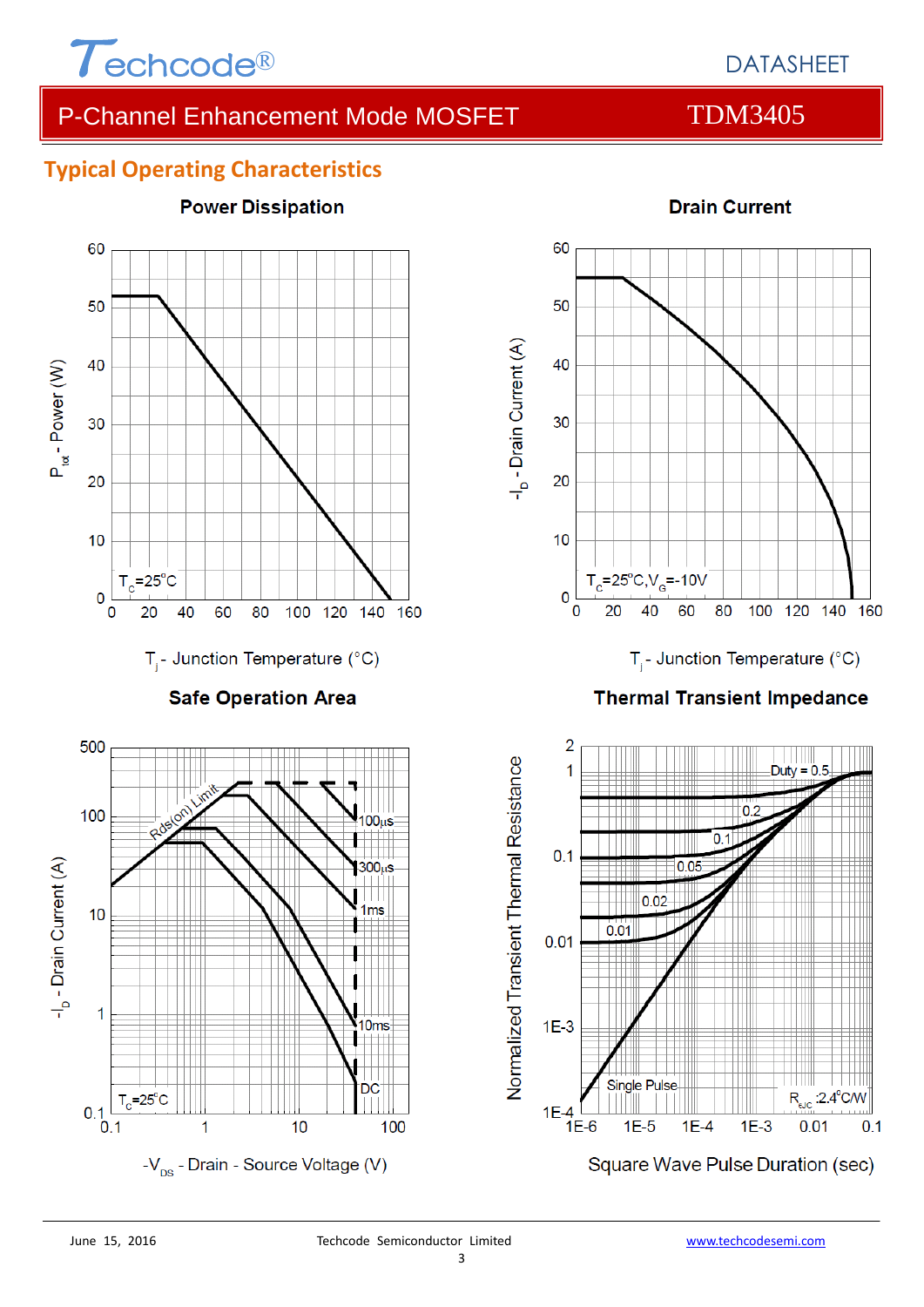## Typical Operating Characteristics

**Power Dissipation**

$P_{tot}$ - Power (W)

$T_C$=25°C

$T_j$ - Junction Temperature (°C)

**Drain Current**

$-I_D$ - Drain Current (A)

$T_C$=25°C, $V_G$=-10V

$T_j$ - Junction Temperature (°C)

**Safe Operation Area**

$-I_D$ - Drain Current (A)

Rds(on) Limit

100µs

300µs

1ms

10ms

DC

$T_C$=25°C

$-V_{DS}$ - Drain - Source Voltage (V)

**Thermal Transient Impedance**

Normalized Transient Thermal Resistance

Duty = 0.5

0.2

0.1

0.05

0.02

0.01

Single Pulse

$R_{\theta JC}$ :2.4°C/W

Square Wave Pulse Duration (sec)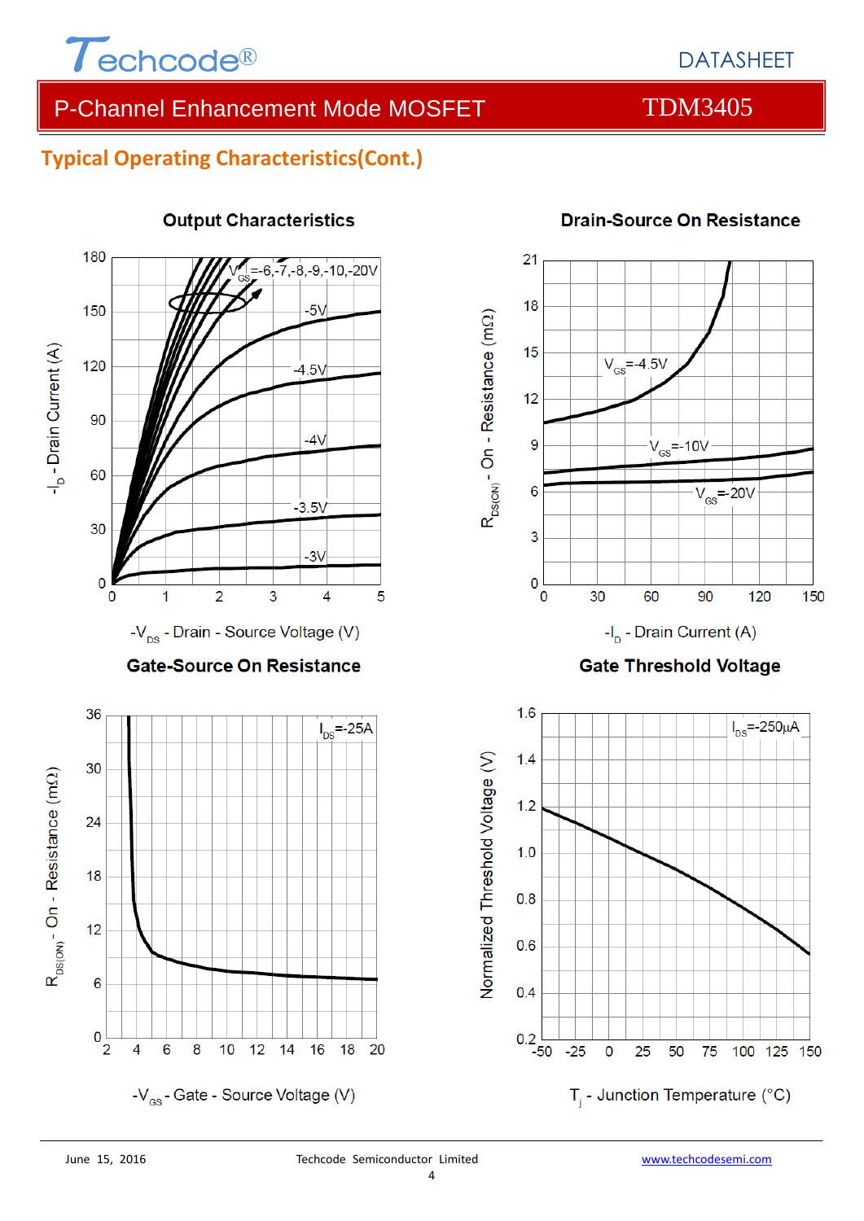## Typical Operating Characteristics(Cont.)

**Output Characteristics**

$V_{GS}$=-6,-7,-8,-9,-10,-20V

-5V

-4.5V

-4V

-3.5V

-3V

$-I_D$ - Drain Current (A)

$-V_{DS}$ - Drain - Source Voltage (V)

**Drain-Source On Resistance**

$V_{GS}$=-4.5V

$V_{GS}$=-10V

$V_{GS}$=-20V

$R_{DS(ON)}$ - On - Resistance (mΩ)

$-I_D$ - Drain Current (A)

**Gate-Source On Resistance**

$I_{DS}$=-25A

$R_{DS(ON)}$ - On - Resistance (mΩ)

$-V_{GS}$ - Gate - Source Voltage (V)

**Gate Threshold Voltage**

$I_{DS}$=-250μA

Normalized Threshold Voltage (V)

$T_j$ - Junction Temperature (°C)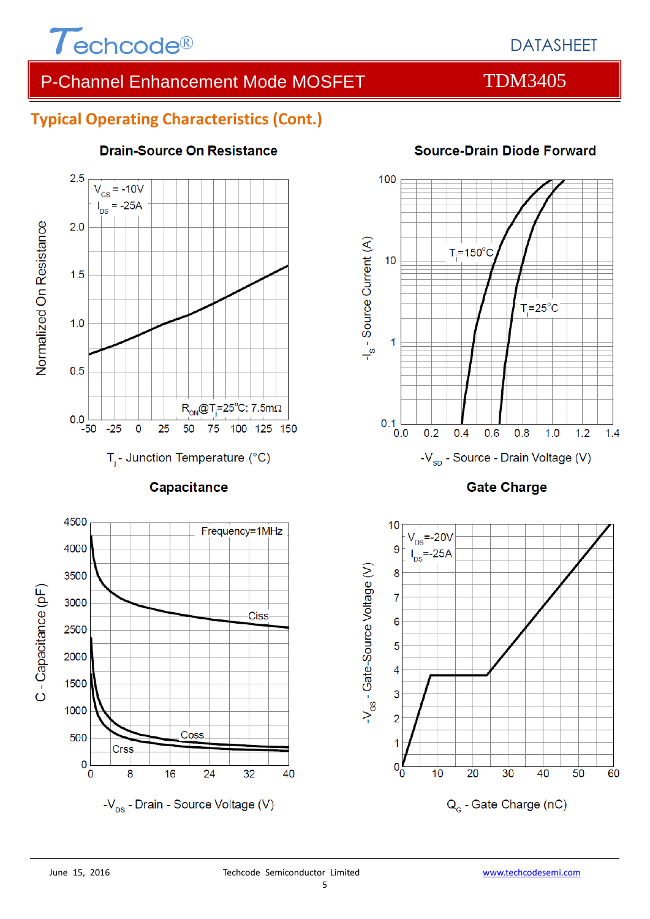## Typical Operating Characteristics (Cont.)

**Drain-Source On Resistance**

$V_{GS}$ = -10V
$I_{DS}$ = -25A

$R_{ON}$@$T_j$=25°C: 7.5mΩ

Normalized On Resistance

$T_j$ - Junction Temperature (°C)

**Source-Drain Diode Forward**

$T_j$=150°C
$T_j$=25°C

$-I_S$ - Source Current (A)

$-V_{SD}$ - Source - Drain Voltage (V)

**Capacitance**

Frequency=1MHz

Ciss
Coss
Crss

C - Capacitance (pF)

$-V_{DS}$ - Drain - Source Voltage (V)

**Gate Charge**

$V_{DS}$=-20V
$I_{DS}$=-25A

$-V_{GS}$ - Gate-Source Voltage (V)

$Q_G$ - Gate Charge (nC)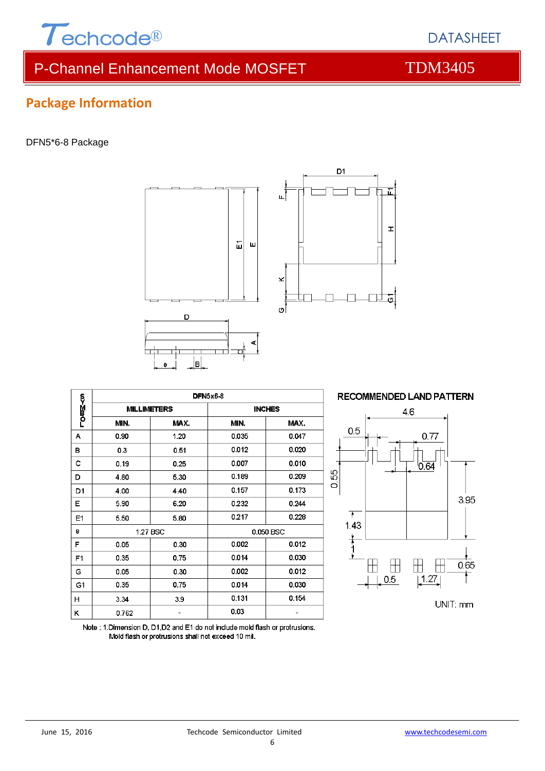## Package Information

DFN5*6-8 Package

| SYMBOL | DFN5x6-8 | | | |
|---|---|---|---|---|
| | MILLIMETERS | | INCHES | |
| | MIN. | MAX. | MIN. | MAX. |
| A | 0.90 | 1.20 | 0.035 | 0.047 |
| B | 0.3 | 0.51 | 0.012 | 0.020 |
| C | 0.19 | 0.25 | 0.007 | 0.010 |
| D | 4.80 | 5.30 | 0.189 | 0.209 |
| D1 | 4.00 | 4.40 | 0.157 | 0.173 |
| E | 5.90 | 6.20 | 0.232 | 0.244 |
| E1 | 5.50 | 5.80 | 0.217 | 0.228 |
| e | 1.27 BSC | | 0.050 BSC | |
| F | 0.05 | 0.30 | 0.002 | 0.012 |
| F1 | 0.35 | 0.75 | 0.014 | 0.030 |
| G | 0.05 | 0.30 | 0.002 | 0.012 |
| G1 | 0.35 | 0.75 | 0.014 | 0.030 |
| H | 3.34 | 3.9 | 0.131 | 0.154 |
| K | 0.762 | - | 0.03 | - |

Note : 1.Dimension D, D1,D2 and E1 do not include mold flash or protrusions. Mold flash or protrusions shall not exceed 10 mil.

RECOMMENDED LAND PATTERN

UNIT: mm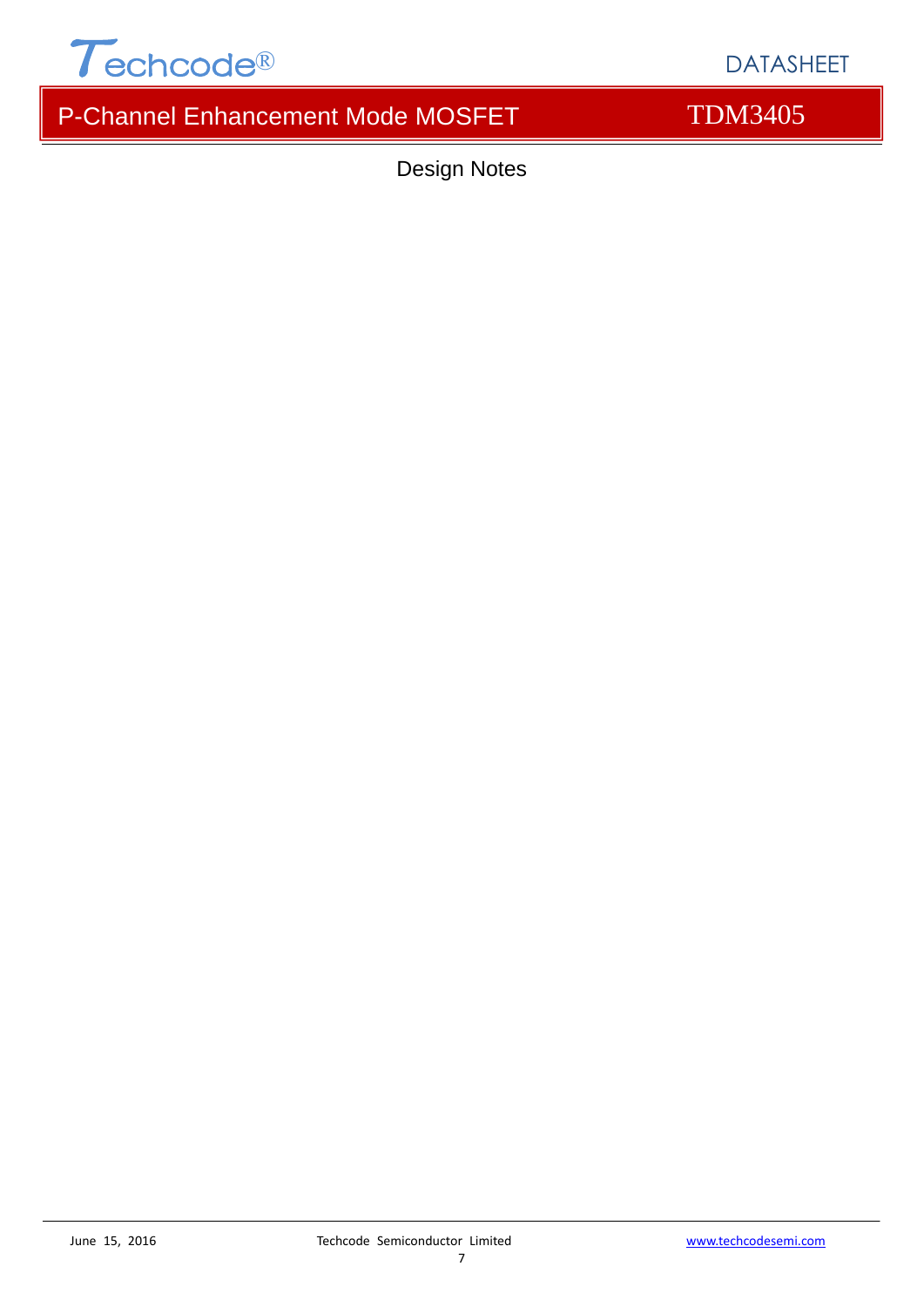Design Notes